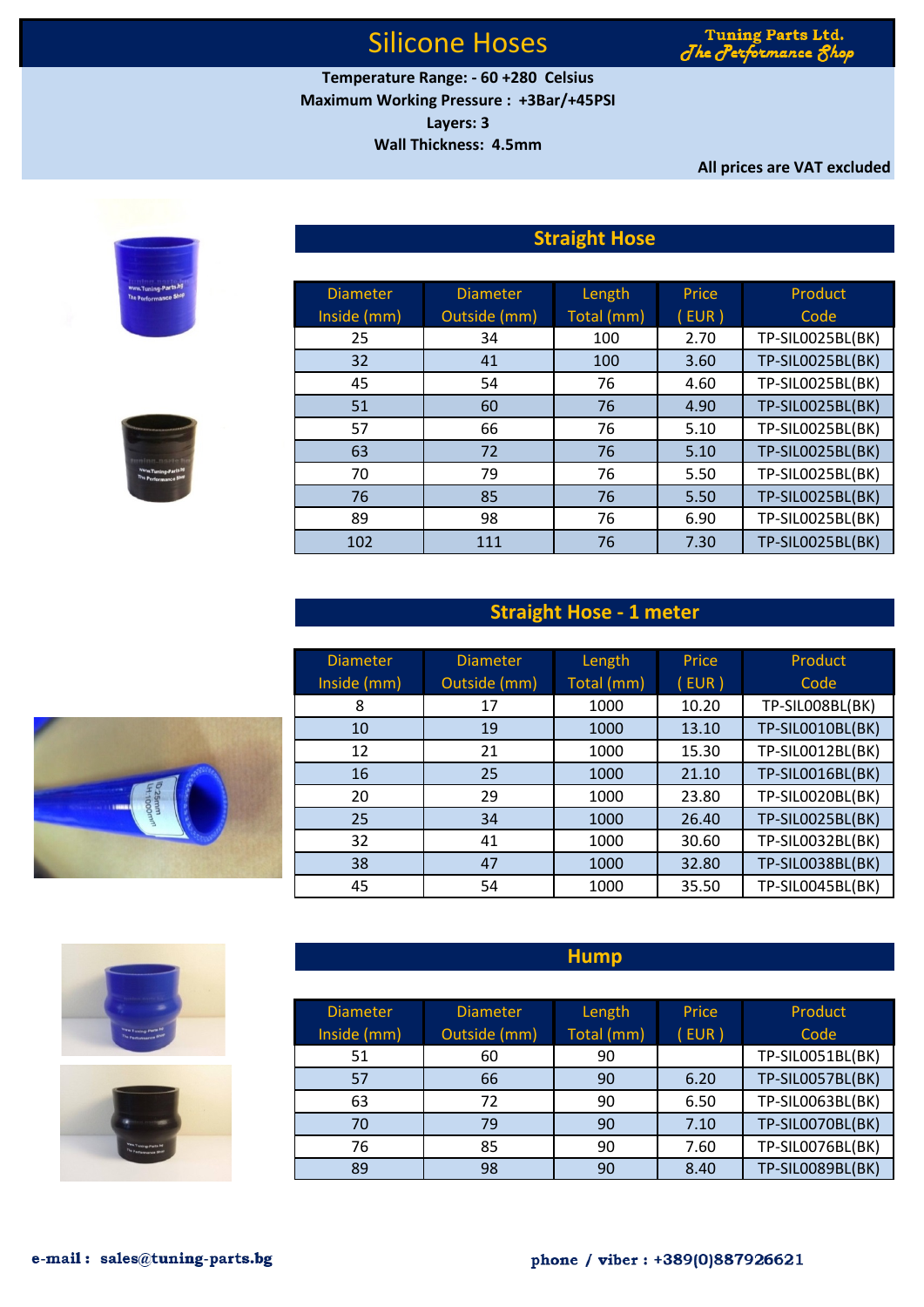# Silicone Hoses

**Tuning Parts Ltd.**
*The Performance Shop*

**Temperature Range: - 60 +280 Celsius**
**Maximum Working Pressure : +3Bar/+45PSI**
**Layers: 3**
**Wall Thickness: 4.5mm**

**All prices are VAT excluded**

## Straight Hose

| Diameter Inside (mm) | Diameter Outside (mm) | Length Total (mm) | Price ( EUR ) | Product Code |
|---|---|---|---|---|
| 25 | 34 | 100 | 2.70 | TP-SIL0025BL(BK) |
| 32 | 41 | 100 | 3.60 | TP-SIL0025BL(BK) |
| 45 | 54 | 76 | 4.60 | TP-SIL0025BL(BK) |
| 51 | 60 | 76 | 4.90 | TP-SIL0025BL(BK) |
| 57 | 66 | 76 | 5.10 | TP-SIL0025BL(BK) |
| 63 | 72 | 76 | 5.10 | TP-SIL0025BL(BK) |
| 70 | 79 | 76 | 5.50 | TP-SIL0025BL(BK) |
| 76 | 85 | 76 | 5.50 | TP-SIL0025BL(BK) |
| 89 | 98 | 76 | 6.90 | TP-SIL0025BL(BK) |
| 102 | 111 | 76 | 7.30 | TP-SIL0025BL(BK) |

## Straight Hose - 1 meter

| Diameter Inside (mm) | Diameter Outside (mm) | Length Total (mm) | Price ( EUR ) | Product Code |
|---|---|---|---|---|
| 8 | 17 | 1000 | 10.20 | TP-SIL008BL(BK) |
| 10 | 19 | 1000 | 13.10 | TP-SIL0010BL(BK) |
| 12 | 21 | 1000 | 15.30 | TP-SIL0012BL(BK) |
| 16 | 25 | 1000 | 21.10 | TP-SIL0016BL(BK) |
| 20 | 29 | 1000 | 23.80 | TP-SIL0020BL(BK) |
| 25 | 34 | 1000 | 26.40 | TP-SIL0025BL(BK) |
| 32 | 41 | 1000 | 30.60 | TP-SIL0032BL(BK) |
| 38 | 47 | 1000 | 32.80 | TP-SIL0038BL(BK) |
| 45 | 54 | 1000 | 35.50 | TP-SIL0045BL(BK) |

## Hump

| Diameter Inside (mm) | Diameter Outside (mm) | Length Total (mm) | Price ( EUR ) | Product Code |
|---|---|---|---|---|
| 51 | 60 | 90 | | TP-SIL0051BL(BK) |
| 57 | 66 | 90 | 6.20 | TP-SIL0057BL(BK) |
| 63 | 72 | 90 | 6.50 | TP-SIL0063BL(BK) |
| 70 | 79 | 90 | 7.10 | TP-SIL0070BL(BK) |
| 76 | 85 | 90 | 7.60 | TP-SIL0076BL(BK) |
| 89 | 98 | 90 | 8.40 | TP-SIL0089BL(BK) |

**e-mail : sales@tuning-parts.bg**　　**phone / viber : +389(0)887926621**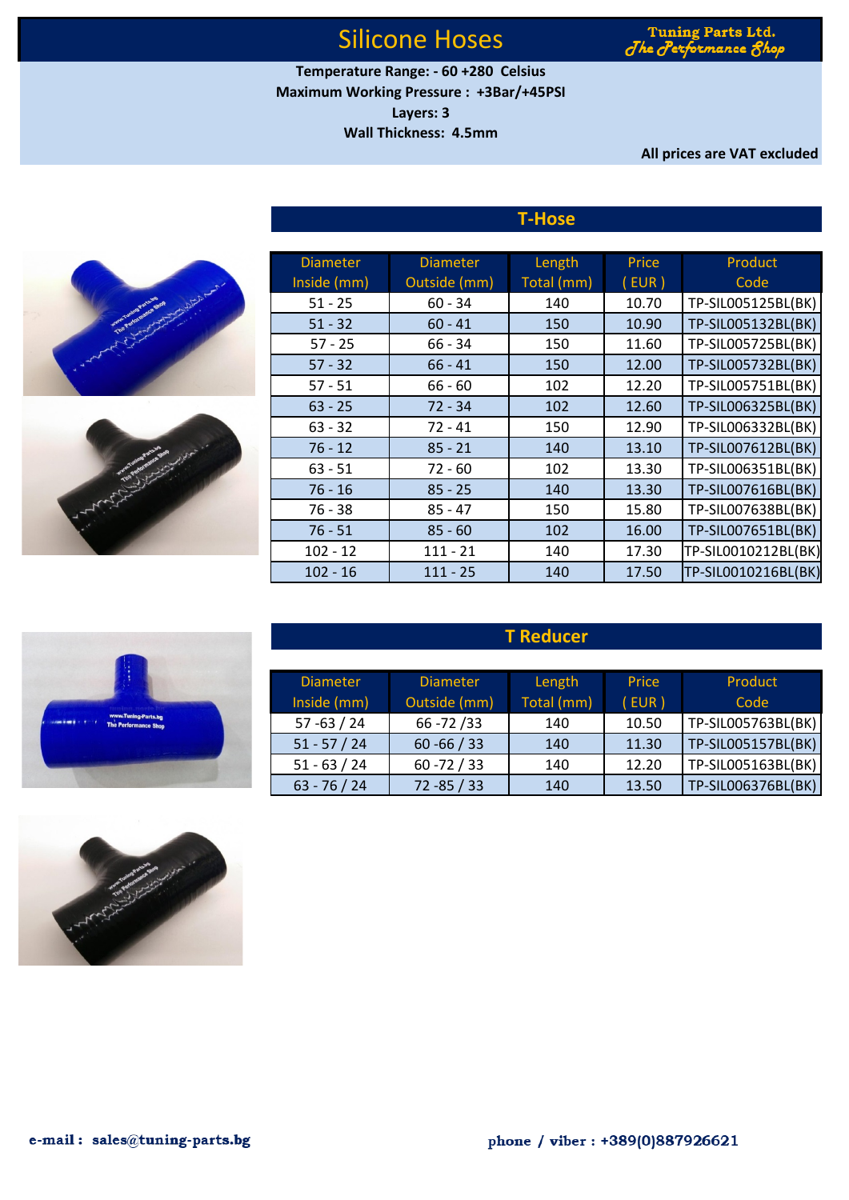# Silicone Hoses

Tuning Parts Ltd.
*The Performance Shop*

**Temperature Range: - 60 +280 Celsius**
**Maximum Working Pressure : +3Bar/+45PSI**
**Layers: 3**
**Wall Thickness: 4.5mm**

**All prices are VAT excluded**

## T-Hose

| Diameter Inside (mm) | Diameter Outside (mm) | Length Total (mm) | Price ( EUR ) | Product Code |
|---|---|---|---|---|
| 51 - 25 | 60 - 34 | 140 | 10.70 | TP-SIL005125BL(BK) |
| 51 - 32 | 60 - 41 | 150 | 10.90 | TP-SIL005132BL(BK) |
| 57 - 25 | 66 - 34 | 150 | 11.60 | TP-SIL005725BL(BK) |
| 57 - 32 | 66 - 41 | 150 | 12.00 | TP-SIL005732BL(BK) |
| 57 - 51 | 66 - 60 | 102 | 12.20 | TP-SIL005751BL(BK) |
| 63 - 25 | 72 - 34 | 102 | 12.60 | TP-SIL006325BL(BK) |
| 63 - 32 | 72 - 41 | 150 | 12.90 | TP-SIL006332BL(BK) |
| 76 - 12 | 85 - 21 | 140 | 13.10 | TP-SIL007612BL(BK) |
| 63 - 51 | 72 - 60 | 102 | 13.30 | TP-SIL006351BL(BK) |
| 76 - 16 | 85 - 25 | 140 | 13.30 | TP-SIL007616BL(BK) |
| 76 - 38 | 85 - 47 | 150 | 15.80 | TP-SIL007638BL(BK) |
| 76 - 51 | 85 - 60 | 102 | 16.00 | TP-SIL007651BL(BK) |
| 102 - 12 | 111 - 21 | 140 | 17.30 | TP-SIL0010212BL(BK) |
| 102 - 16 | 111 - 25 | 140 | 17.50 | TP-SIL0010216BL(BK) |

## T Reducer

| Diameter Inside (mm) | Diameter Outside (mm) | Length Total (mm) | Price ( EUR ) | Product Code |
|---|---|---|---|---|
| 57 -63 / 24 | 66 -72 /33 | 140 | 10.50 | TP-SIL005763BL(BK) |
| 51 - 57 / 24 | 60 -66 / 33 | 140 | 11.30 | TP-SIL005157BL(BK) |
| 51 - 63 / 24 | 60 -72 / 33 | 140 | 12.20 | TP-SIL005163BL(BK) |
| 63 - 76 / 24 | 72 -85 / 33 | 140 | 13.50 | TP-SIL006376BL(BK) |

**e-mail : sales@tuning-parts.bg**

**phone / viber : +389(0)887926621**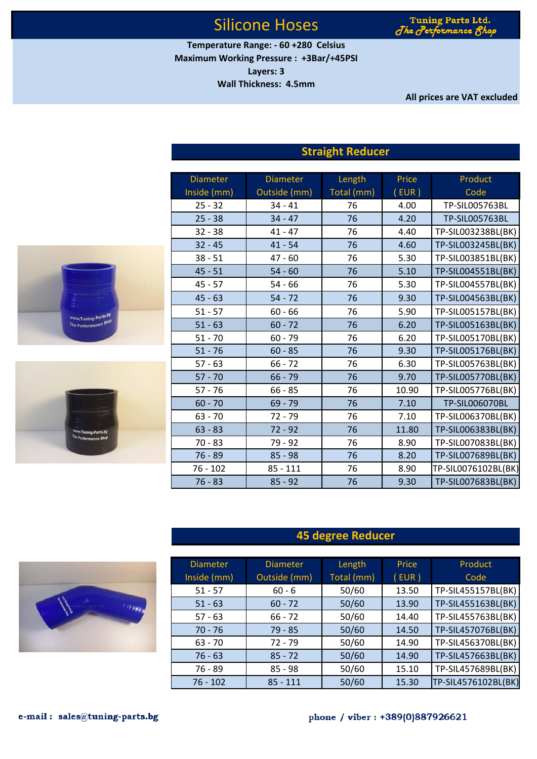# Silicone Hoses

**Tuning Parts Ltd.**
*The Performance Shop*

**Temperature Range: - 60 +280 Celsius**
**Maximum Working Pressure : +3Bar/+45PSI**
**Layers: 3**
**Wall Thickness: 4.5mm**

**All prices are VAT excluded**

## Straight Reducer

| Diameter Inside (mm) | Diameter Outside (mm) | Length Total (mm) | Price ( EUR ) | Product Code |
|---|---|---|---|---|
| 25 - 32 | 34 - 41 | 76 | 4.00 | TP-SIL005763BL |
| 25 - 38 | 34 - 47 | 76 | 4.20 | TP-SIL005763BL |
| 32 - 38 | 41 - 47 | 76 | 4.40 | TP-SIL003238BL(BK) |
| 32 - 45 | 41 - 54 | 76 | 4.60 | TP-SIL003245BL(BK) |
| 38 - 51 | 47 - 60 | 76 | 5.30 | TP-SIL003851BL(BK) |
| 45 - 51 | 54 - 60 | 76 | 5.10 | TP-SIL004551BL(BK) |
| 45 - 57 | 54 - 66 | 76 | 5.30 | TP-SIL004557BL(BK) |
| 45 - 63 | 54 - 72 | 76 | 9.30 | TP-SIL004563BL(BK) |
| 51 - 57 | 60 - 66 | 76 | 5.90 | TP-SIL005157BL(BK) |
| 51 - 63 | 60 - 72 | 76 | 6.20 | TP-SIL005163BL(BK) |
| 51 - 70 | 60 - 79 | 76 | 6.20 | TP-SIL005170BL(BK) |
| 51 - 76 | 60 - 85 | 76 | 9.30 | TP-SIL005176BL(BK) |
| 57 - 63 | 66 - 72 | 76 | 6.30 | TP-SIL005763BL(BK) |
| 57 - 70 | 66 - 79 | 76 | 9.70 | TP-SIL005770BL(BK) |
| 57 - 76 | 66 - 85 | 76 | 10.90 | TP-SIL005776BL(BK) |
| 60 - 70 | 69 - 79 | 76 | 7.10 | TP-SIL006070BL |
| 63 - 70 | 72 - 79 | 76 | 7.10 | TP-SIL006370BL(BK) |
| 63 - 83 | 72 - 92 | 76 | 11.80 | TP-SIL006383BL(BK) |
| 70 - 83 | 79 - 92 | 76 | 8.90 | TP-SIL007083BL(BK) |
| 76 - 89 | 85 - 98 | 76 | 8.20 | TP-SIL007689BL(BK) |
| 76 - 102 | 85 - 111 | 76 | 8.90 | TP-SIL0076102BL(BK) |
| 76 - 83 | 85 - 92 | 76 | 9.30 | TP-SIL007683BL(BK) |

## 45 degree Reducer

| Diameter Inside (mm) | Diameter Outside (mm) | Length Total (mm) | Price ( EUR ) | Product Code |
|---|---|---|---|---|
| 51 - 57 | 60 - 6 | 50/60 | 13.50 | TP-SIL455157BL(BK) |
| 51 - 63 | 60 - 72 | 50/60 | 13.90 | TP-SIL455163BL(BK) |
| 57 - 63 | 66 - 72 | 50/60 | 14.40 | TP-SIL455763BL(BK) |
| 70 - 76 | 79 - 85 | 50/60 | 14.50 | TP-SIL457076BL(BK) |
| 63 - 70 | 72 - 79 | 50/60 | 14.90 | TP-SIL456370BL(BK) |
| 76 - 63 | 85 - 72 | 50/60 | 14.90 | TP-SIL457663BL(BK) |
| 76 - 89 | 85 - 98 | 50/60 | 15.10 | TP-SIL457689BL(BK) |
| 76 - 102 | 85 - 111 | 50/60 | 15.30 | TP-SIL4576102BL(BK) |

**e-mail : sales@tuning-parts.bg**

**phone / viber : +389(0)887926621**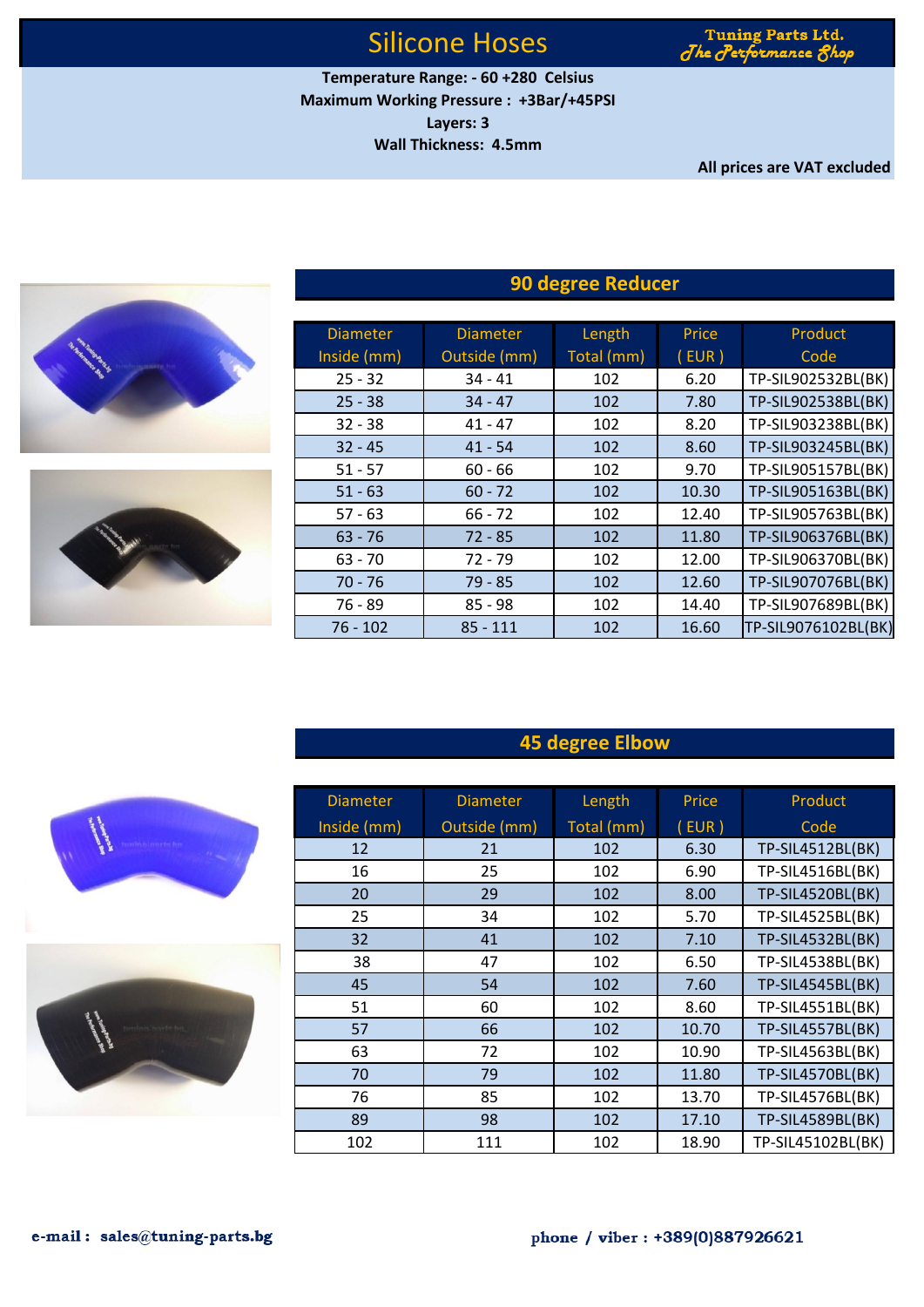# Silicone Hoses

**Tuning Parts Ltd.**
*The Performance Shop*

**Temperature Range: - 60 +280 Celsius**
**Maximum Working Pressure : +3Bar/+45PSI**
**Layers: 3**
**Wall Thickness: 4.5mm**

**All prices are VAT excluded**

## 90 degree Reducer

| Diameter Inside (mm) | Diameter Outside (mm) | Length Total (mm) | Price ( EUR ) | Product Code |
|---|---|---|---|---|
| 25 - 32 | 34 - 41 | 102 | 6.20 | TP-SIL902532BL(BK) |
| 25 - 38 | 34 - 47 | 102 | 7.80 | TP-SIL902538BL(BK) |
| 32 - 38 | 41 - 47 | 102 | 8.20 | TP-SIL903238BL(BK) |
| 32 - 45 | 41 - 54 | 102 | 8.60 | TP-SIL903245BL(BK) |
| 51 - 57 | 60 - 66 | 102 | 9.70 | TP-SIL905157BL(BK) |
| 51 - 63 | 60 - 72 | 102 | 10.30 | TP-SIL905163BL(BK) |
| 57 - 63 | 66 - 72 | 102 | 12.40 | TP-SIL905763BL(BK) |
| 63 - 76 | 72 - 85 | 102 | 11.80 | TP-SIL906376BL(BK) |
| 63 - 70 | 72 - 79 | 102 | 12.00 | TP-SIL906370BL(BK) |
| 70 - 76 | 79 - 85 | 102 | 12.60 | TP-SIL907076BL(BK) |
| 76 - 89 | 85 - 98 | 102 | 14.40 | TP-SIL907689BL(BK) |
| 76 - 102 | 85 - 111 | 102 | 16.60 | TP-SIL9076102BL(BK) |

## 45 degree Elbow

| Diameter Inside (mm) | Diameter Outside (mm) | Length Total (mm) | Price ( EUR ) | Product Code |
|---|---|---|---|---|
| 12 | 21 | 102 | 6.30 | TP-SIL4512BL(BK) |
| 16 | 25 | 102 | 6.90 | TP-SIL4516BL(BK) |
| 20 | 29 | 102 | 8.00 | TP-SIL4520BL(BK) |
| 25 | 34 | 102 | 5.70 | TP-SIL4525BL(BK) |
| 32 | 41 | 102 | 7.10 | TP-SIL4532BL(BK) |
| 38 | 47 | 102 | 6.50 | TP-SIL4538BL(BK) |
| 45 | 54 | 102 | 7.60 | TP-SIL4545BL(BK) |
| 51 | 60 | 102 | 8.60 | TP-SIL4551BL(BK) |
| 57 | 66 | 102 | 10.70 | TP-SIL4557BL(BK) |
| 63 | 72 | 102 | 10.90 | TP-SIL4563BL(BK) |
| 70 | 79 | 102 | 11.80 | TP-SIL4570BL(BK) |
| 76 | 85 | 102 | 13.70 | TP-SIL4576BL(BK) |
| 89 | 98 | 102 | 17.10 | TP-SIL4589BL(BK) |
| 102 | 111 | 102 | 18.90 | TP-SIL45102BL(BK) |

**e-mail : sales@tuning-parts.bg**

**phone / viber : +389(0)887926621**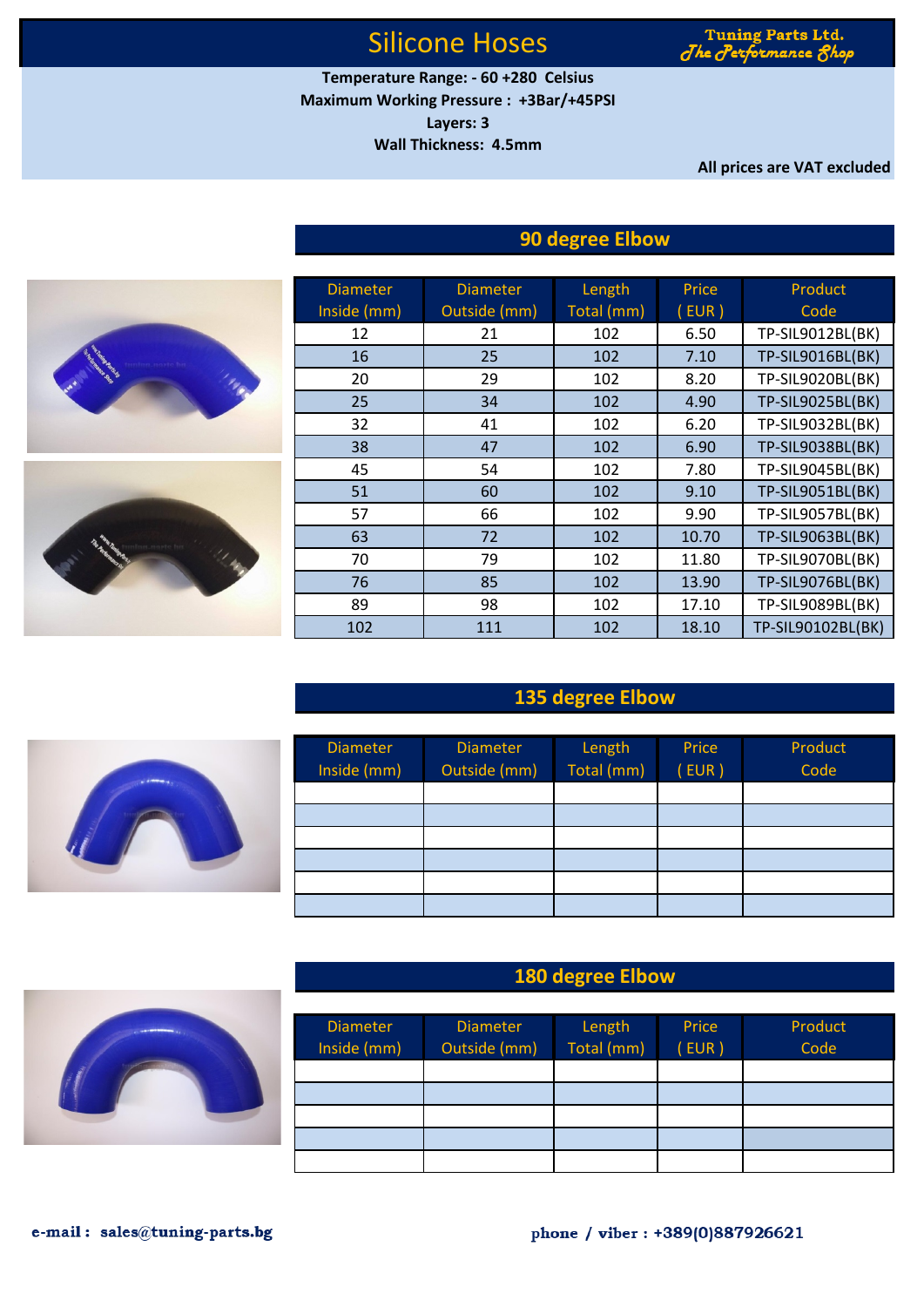# Silicone Hoses

**Tuning Parts Ltd.**
*The Performance Shop*

**Temperature Range: - 60 +280 Celsius**
**Maximum Working Pressure : +3Bar/+45PSI**
**Layers: 3**
**Wall Thickness: 4.5mm**

**All prices are VAT excluded**

## 90 degree Elbow

| Diameter Inside (mm) | Diameter Outside (mm) | Length Total (mm) | Price ( EUR ) | Product Code |
|---|---|---|---|---|
| 12 | 21 | 102 | 6.50 | TP-SIL9012BL(BK) |
| 16 | 25 | 102 | 7.10 | TP-SIL9016BL(BK) |
| 20 | 29 | 102 | 8.20 | TP-SIL9020BL(BK) |
| 25 | 34 | 102 | 4.90 | TP-SIL9025BL(BK) |
| 32 | 41 | 102 | 6.20 | TP-SIL9032BL(BK) |
| 38 | 47 | 102 | 6.90 | TP-SIL9038BL(BK) |
| 45 | 54 | 102 | 7.80 | TP-SIL9045BL(BK) |
| 51 | 60 | 102 | 9.10 | TP-SIL9051BL(BK) |
| 57 | 66 | 102 | 9.90 | TP-SIL9057BL(BK) |
| 63 | 72 | 102 | 10.70 | TP-SIL9063BL(BK) |
| 70 | 79 | 102 | 11.80 | TP-SIL9070BL(BK) |
| 76 | 85 | 102 | 13.90 | TP-SIL9076BL(BK) |
| 89 | 98 | 102 | 17.10 | TP-SIL9089BL(BK) |
| 102 | 111 | 102 | 18.10 | TP-SIL90102BL(BK) |

## 135 degree Elbow

| Diameter Inside (mm) | Diameter Outside (mm) | Length Total (mm) | Price ( EUR ) | Product Code |
|---|---|---|---|---|
| | | | | |
| | | | | |
| | | | | |
| | | | | |
| | | | | |
| | | | | |

## 180 degree Elbow

| Diameter Inside (mm) | Diameter Outside (mm) | Length Total (mm) | Price ( EUR ) | Product Code |
|---|---|---|---|---|
| | | | | |
| | | | | |
| | | | | |
| | | | | |
| | | | | |

**e-mail : sales@tuning-parts.bg**

**phone / viber : +389(0)887926621**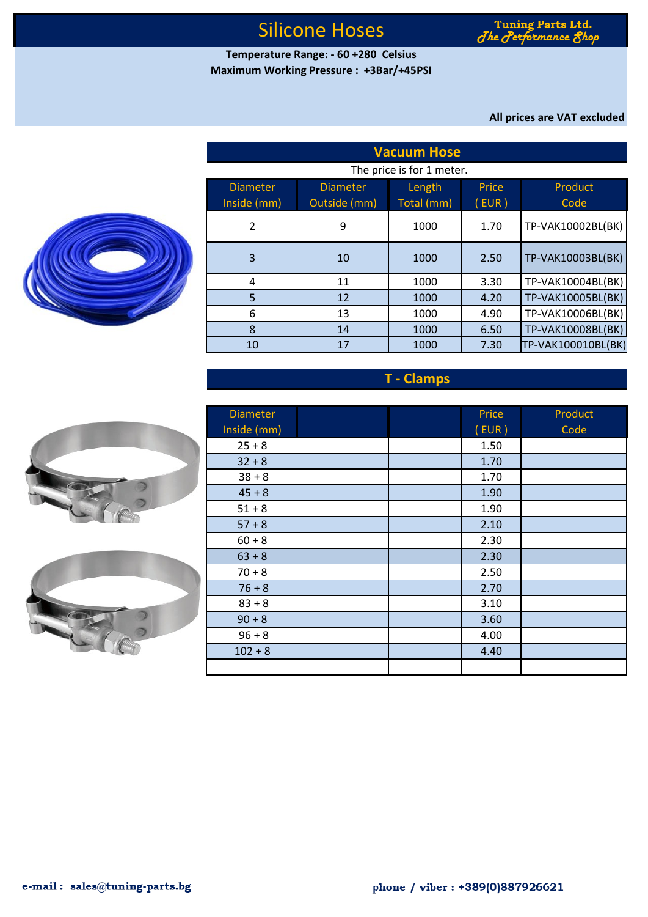# Silicone Hoses

Tuning Parts Ltd.
*The Performance Shop*

**Temperature Range: - 60 +280 Celsius**
**Maximum Working Pressure : +3Bar/+45PSI**

**All prices are VAT excluded**

## Vacuum Hose

The price is for 1 meter.

| Diameter Inside (mm) | Diameter Outside (mm) | Length Total (mm) | Price ( EUR ) | Product Code |
|---|---|---|---|---|
| 2 | 9 | 1000 | 1.70 | TP-VAK10002BL(BK) |
| 3 | 10 | 1000 | 2.50 | TP-VAK10003BL(BK) |
| 4 | 11 | 1000 | 3.30 | TP-VAK10004BL(BK) |
| 5 | 12 | 1000 | 4.20 | TP-VAK10005BL(BK) |
| 6 | 13 | 1000 | 4.90 | TP-VAK10006BL(BK) |
| 8 | 14 | 1000 | 6.50 | TP-VAK10008BL(BK) |
| 10 | 17 | 1000 | 7.30 | TP-VAK100010BL(BK) |

## T - Clamps

| Diameter Inside (mm) | | | Price ( EUR ) | Product Code |
|---|---|---|---|---|
| 25 + 8 | | | 1.50 | |
| 32 + 8 | | | 1.70 | |
| 38 + 8 | | | 1.70 | |
| 45 + 8 | | | 1.90 | |
| 51 + 8 | | | 1.90 | |
| 57 + 8 | | | 2.10 | |
| 60 + 8 | | | 2.30 | |
| 63 + 8 | | | 2.30 | |
| 70 + 8 | | | 2.50 | |
| 76 + 8 | | | 2.70 | |
| 83 + 8 | | | 3.10 | |
| 90 + 8 | | | 3.60 | |
| 96 + 8 | | | 4.00 | |
| 102 + 8 | | | 4.40 | |
| | | | | |

**e-mail : sales@tuning-parts.bg**

**phone / viber : +389(0)887926621**